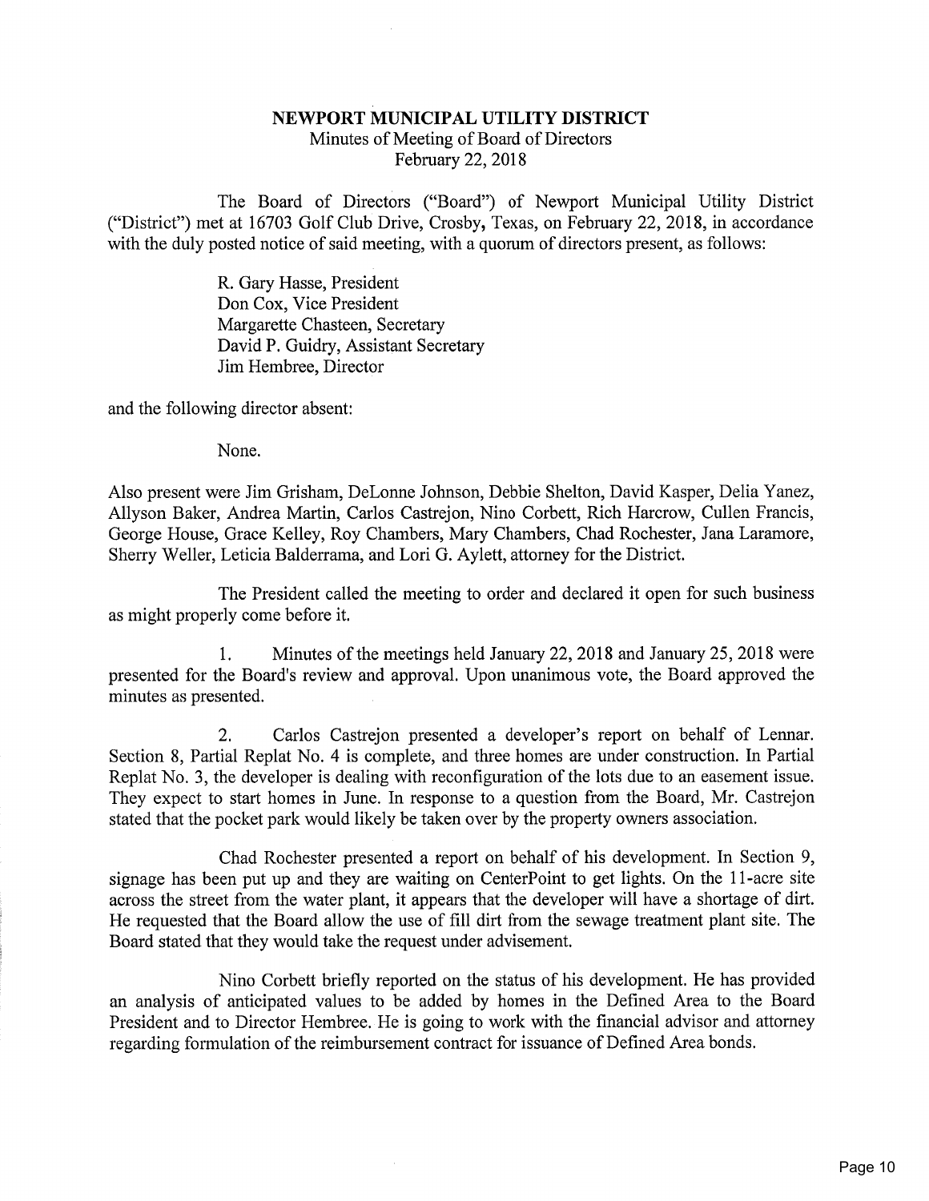# NEWPORT MUNICIPAL UTILITY DISTRICT

Minutes of Meeting of Board of Directors
February 22, 2018

The Board of Directors ("Board") of Newport Municipal Utility District ("District") met at 16703 Golf Club Drive, Crosby, Texas, on February 22, 2018, in accordance with the duly posted notice of said meeting, with a quorum of directors present, as follows:

R. Gary Hasse, President
Don Cox, Vice President
Margarette Chasteen, Secretary
David P. Guidry, Assistant Secretary
Jim Hembree, Director

and the following director absent:

None.

Also present were Jim Grisham, DeLonne Johnson, Debbie Shelton, David Kasper, Delia Yanez, Allyson Baker, Andrea Martin, Carlos Castrejon, Nino Corbett, Rich Harcrow, Cullen Francis, George House, Grace Kelley, Roy Chambers, Mary Chambers, Chad Rochester, Jana Laramore, Sherry Weller, Leticia Balderrama, and Lori G. Aylett, attorney for the District.

The President called the meeting to order and declared it open for such business as might properly come before it.

1. Minutes of the meetings held January 22, 2018 and January 25, 2018 were presented for the Board's review and approval. Upon unanimous vote, the Board approved the minutes as presented.

2. Carlos Castrejon presented a developer's report on behalf of Lennar. Section 8, Partial Replat No. 4 is complete, and three homes are under construction. In Partial Replat No. 3, the developer is dealing with reconfiguration of the lots due to an easement issue. They expect to start homes in June. In response to a question from the Board, Mr. Castrejon stated that the pocket park would likely be taken over by the property owners association.

Chad Rochester presented a report on behalf of his development. In Section 9, signage has been put up and they are waiting on CenterPoint to get lights. On the 11-acre site across the street from the water plant, it appears that the developer will have a shortage of dirt. He requested that the Board allow the use of fill dirt from the sewage treatment plant site. The Board stated that they would take the request under advisement.

Nino Corbett briefly reported on the status of his development. He has provided an analysis of anticipated values to be added by homes in the Defined Area to the Board President and to Director Hembree. He is going to work with the financial advisor and attorney regarding formulation of the reimbursement contract for issuance of Defined Area bonds.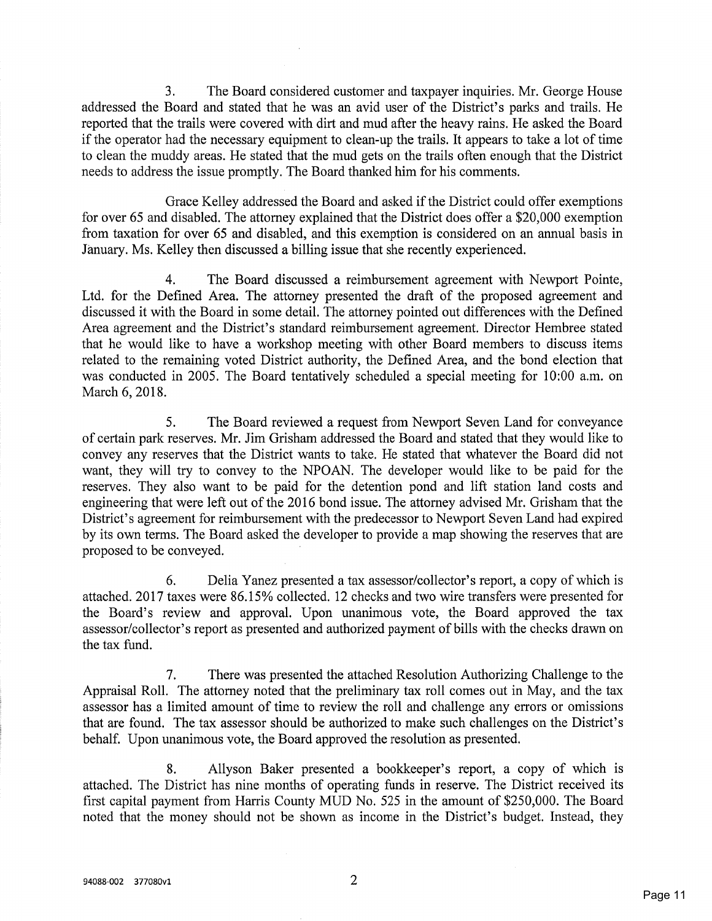3. The Board considered customer and taxpayer inquiries. Mr. George House addressed the Board and stated that he was an avid user of the District's parks and trails. He reported that the trails were covered with dirt and mud after the heavy rains. He asked the Board if the operator had the necessary equipment to clean-up the trails. It appears to take a lot of time to clean the muddy areas. He stated that the mud gets on the trails often enough that the District needs to address the issue promptly. The Board thanked him for his comments.

Grace Kelley addressed the Board and asked if the District could offer exemptions for over 65 and disabled. The attorney explained that the District does offer a $20,000 exemption from taxation for over 65 and disabled, and this exemption is considered on an annual basis in January. Ms. Kelley then discussed a billing issue that she recently experienced.

4. The Board discussed a reimbursement agreement with Newport Pointe, Ltd. for the Defined Area. The attorney presented the draft of the proposed agreement and discussed it with the Board in some detail. The attorney pointed out differences with the Defined Area agreement and the District's standard reimbursement agreement. Director Hembree stated that he would like to have a workshop meeting with other Board members to discuss items related to the remaining voted District authority, the Defined Area, and the bond election that was conducted in 2005. The Board tentatively scheduled a special meeting for 10:00 a.m. on March 6, 2018.

5. The Board reviewed a request from Newport Seven Land for conveyance of certain park reserves. Mr. Jim Grisham addressed the Board and stated that they would like to convey any reserves that the District wants to take. He stated that whatever the Board did not want, they will try to convey to the NPOAN. The developer would like to be paid for the reserves. They also want to be paid for the detention pond and lift station land costs and engineering that were left out of the 2016 bond issue. The attorney advised Mr. Grisham that the District's agreement for reimbursement with the predecessor to Newport Seven Land had expired by its own terms. The Board asked the developer to provide a map showing the reserves that are proposed to be conveyed.

6. Delia Yanez presented a tax assessor/collector's report, a copy of which is attached. 2017 taxes were 86.15% collected. 12 checks and two wire transfers were presented for the Board's review and approval. Upon unanimous vote, the Board approved the tax assessor/collector's report as presented and authorized payment of bills with the checks drawn on the tax fund.

7. There was presented the attached Resolution Authorizing Challenge to the Appraisal Roll. The attorney noted that the preliminary tax roll comes out in May, and the tax assessor has a limited amount of time to review the roll and challenge any errors or omissions that are found. The tax assessor should be authorized to make such challenges on the District's behalf. Upon unanimous vote, the Board approved the resolution as presented.

8. Allyson Baker presented a bookkeeper's report, a copy of which is attached. The District has nine months of operating funds in reserve. The District received its first capital payment from Harris County MUD No. 525 in the amount of $250,000. The Board noted that the money should not be shown as income in the District's budget. Instead, they

94088-002 377080v1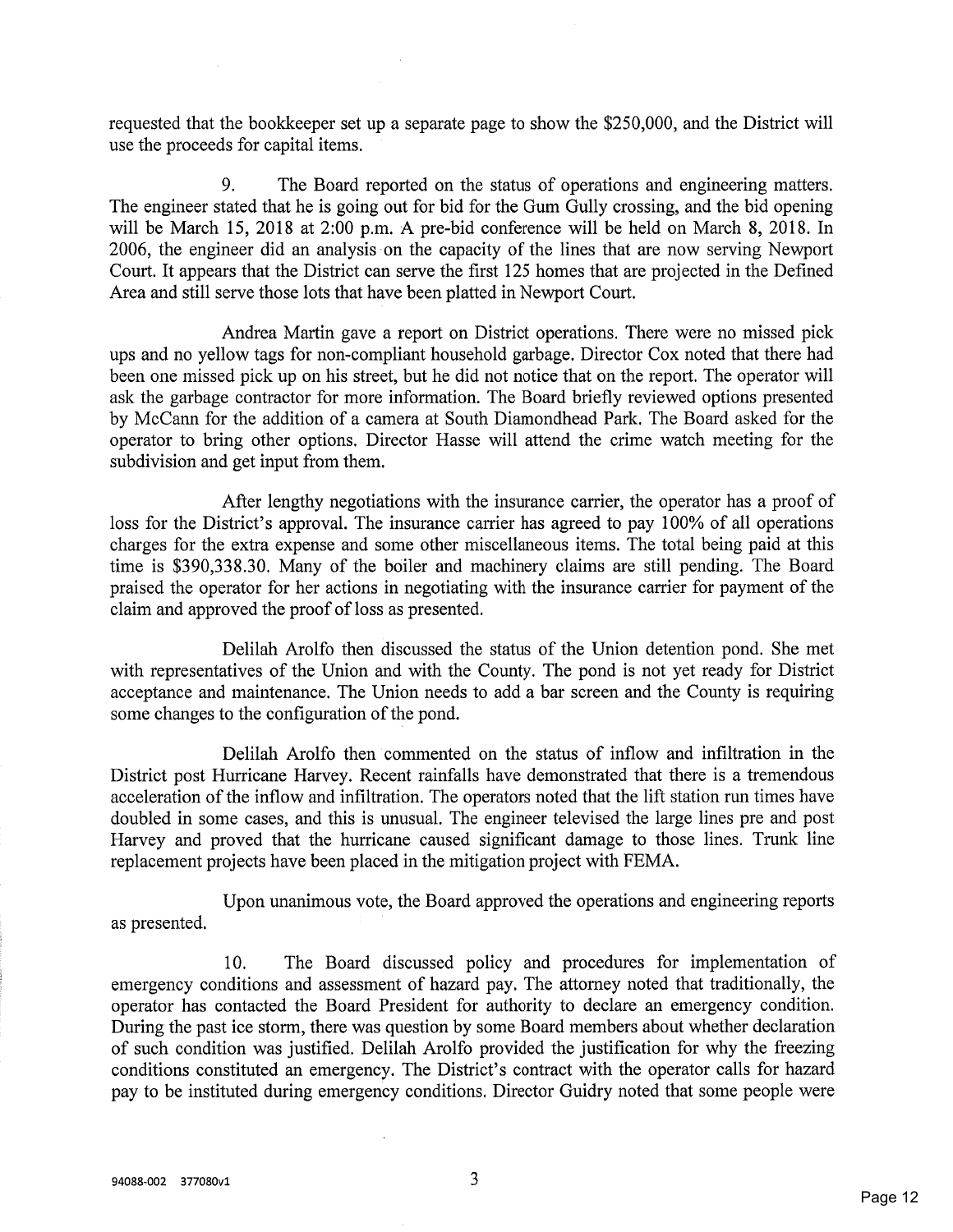requested that the bookkeeper set up a separate page to show the $250,000, and the District will use the proceeds for capital items.

9. The Board reported on the status of operations and engineering matters. The engineer stated that he is going out for bid for the Gum Gully crossing, and the bid opening will be March 15, 2018 at 2:00 p.m. A pre-bid conference will be held on March 8, 2018. In 2006, the engineer did an analysis on the capacity of the lines that are now serving Newport Court. It appears that the District can serve the first 125 homes that are projected in the Defined Area and still serve those lots that have been platted in Newport Court.

Andrea Martin gave a report on District operations. There were no missed pick ups and no yellow tags for non-compliant household garbage. Director Cox noted that there had been one missed pick up on his street, but he did not notice that on the report. The operator will ask the garbage contractor for more information. The Board briefly reviewed options presented by McCann for the addition of a camera at South Diamondhead Park. The Board asked for the operator to bring other options. Director Hasse will attend the crime watch meeting for the subdivision and get input from them.

After lengthy negotiations with the insurance carrier, the operator has a proof of loss for the District's approval. The insurance carrier has agreed to pay 100% of all operations charges for the extra expense and some other miscellaneous items. The total being paid at this time is $390,338.30. Many of the boiler and machinery claims are still pending. The Board praised the operator for her actions in negotiating with the insurance carrier for payment of the claim and approved the proof of loss as presented.

Delilah Arolfo then discussed the status of the Union detention pond. She met with representatives of the Union and with the County. The pond is not yet ready for District acceptance and maintenance. The Union needs to add a bar screen and the County is requiring some changes to the configuration of the pond.

Delilah Arolfo then commented on the status of inflow and infiltration in the District post Hurricane Harvey. Recent rainfalls have demonstrated that there is a tremendous acceleration of the inflow and infiltration. The operators noted that the lift station run times have doubled in some cases, and this is unusual. The engineer televised the large lines pre and post Harvey and proved that the hurricane caused significant damage to those lines. Trunk line replacement projects have been placed in the mitigation project with FEMA.

Upon unanimous vote, the Board approved the operations and engineering reports as presented.

10. The Board discussed policy and procedures for implementation of emergency conditions and assessment of hazard pay. The attorney noted that traditionally, the operator has contacted the Board President for authority to declare an emergency condition. During the past ice storm, there was question by some Board members about whether declaration of such condition was justified. Delilah Arolfo provided the justification for why the freezing conditions constituted an emergency. The District's contract with the operator calls for hazard pay to be instituted during emergency conditions. Director Guidry noted that some people were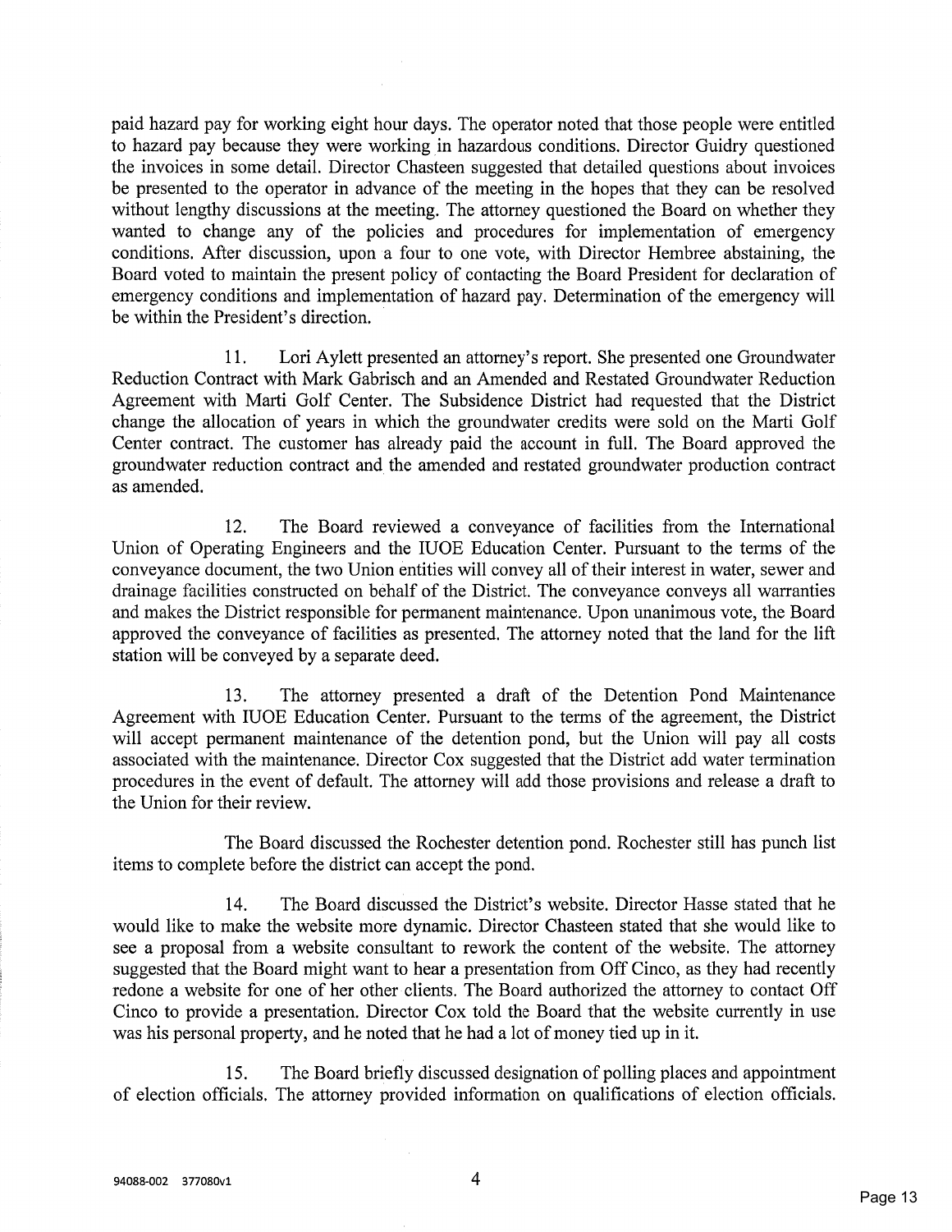paid hazard pay for working eight hour days. The operator noted that those people were entitled to hazard pay because they were working in hazardous conditions. Director Guidry questioned the invoices in some detail. Director Chasteen suggested that detailed questions about invoices be presented to the operator in advance of the meeting in the hopes that they can be resolved without lengthy discussions at the meeting. The attorney questioned the Board on whether they wanted to change any of the policies and procedures for implementation of emergency conditions. After discussion, upon a four to one vote, with Director Hembree abstaining, the Board voted to maintain the present policy of contacting the Board President for declaration of emergency conditions and implementation of hazard pay. Determination of the emergency will be within the President's direction.

11. Lori Aylett presented an attorney's report. She presented one Groundwater Reduction Contract with Mark Gabrisch and an Amended and Restated Groundwater Reduction Agreement with Marti Golf Center. The Subsidence District had requested that the District change the allocation of years in which the groundwater credits were sold on the Marti Golf Center contract. The customer has already paid the account in full. The Board approved the groundwater reduction contract and the amended and restated groundwater production contract as amended.

12. The Board reviewed a conveyance of facilities from the International Union of Operating Engineers and the IUOE Education Center. Pursuant to the terms of the conveyance document, the two Union entities will convey all of their interest in water, sewer and drainage facilities constructed on behalf of the District. The conveyance conveys all warranties and makes the District responsible for permanent maintenance. Upon unanimous vote, the Board approved the conveyance of facilities as presented. The attorney noted that the land for the lift station will be conveyed by a separate deed.

13. The attorney presented a draft of the Detention Pond Maintenance Agreement with IUOE Education Center. Pursuant to the terms of the agreement, the District will accept permanent maintenance of the detention pond, but the Union will pay all costs associated with the maintenance. Director Cox suggested that the District add water termination procedures in the event of default. The attorney will add those provisions and release a draft to the Union for their review.

The Board discussed the Rochester detention pond. Rochester still has punch list items to complete before the district can accept the pond.

14. The Board discussed the District's website. Director Hasse stated that he would like to make the website more dynamic. Director Chasteen stated that she would like to see a proposal from a website consultant to rework the content of the website. The attorney suggested that the Board might want to hear a presentation from Off Cinco, as they had recently redone a website for one of her other clients. The Board authorized the attorney to contact Off Cinco to provide a presentation. Director Cox told the Board that the website currently in use was his personal property, and he noted that he had a lot of money tied up in it.

15. The Board briefly discussed designation of polling places and appointment of election officials. The attorney provided information on qualifications of election officials.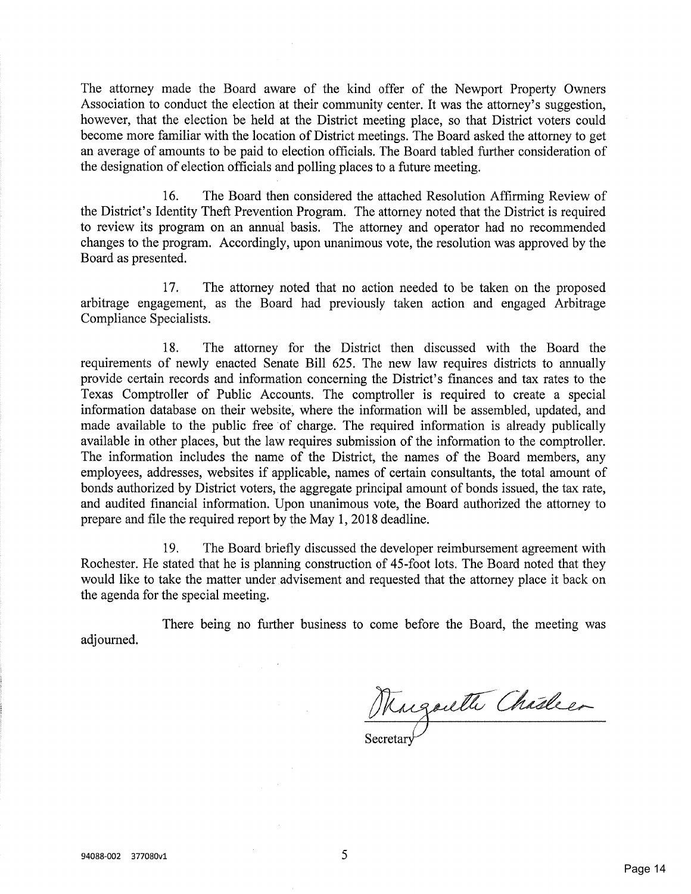The attorney made the Board aware of the kind offer of the Newport Property Owners Association to conduct the election at their community center. It was the attorney's suggestion, however, that the election be held at the District meeting place, so that District voters could become more familiar with the location of District meetings. The Board asked the attorney to get an average of amounts to be paid to election officials. The Board tabled further consideration of the designation of election officials and polling places to a future meeting.

16. The Board then considered the attached Resolution Affirming Review of the District's Identity Theft Prevention Program. The attorney noted that the District is required to review its program on an annual basis. The attorney and operator had no recommended changes to the program. Accordingly, upon unanimous vote, the resolution was approved by the Board as presented.

17. The attorney noted that no action needed to be taken on the proposed arbitrage engagement, as the Board had previously taken action and engaged Arbitrage Compliance Specialists.

18. The attorney for the District then discussed with the Board the requirements of newly enacted Senate Bill 625. The new law requires districts to annually provide certain records and information concerning the District's finances and tax rates to the Texas Comptroller of Public Accounts. The comptroller is required to create a special information database on their website, where the information will be assembled, updated, and made available to the public free of charge. The required information is already publically available in other places, but the law requires submission of the information to the comptroller. The information includes the name of the District, the names of the Board members, any employees, addresses, websites if applicable, names of certain consultants, the total amount of bonds authorized by District voters, the aggregate principal amount of bonds issued, the tax rate, and audited financial information. Upon unanimous vote, the Board authorized the attorney to prepare and file the required report by the May 1, 2018 deadline.

19. The Board briefly discussed the developer reimbursement agreement with Rochester. He stated that he is planning construction of 45-foot lots. The Board noted that they would like to take the matter under advisement and requested that the attorney place it back on the agenda for the special meeting.

There being no further business to come before the Board, the meeting was adjourned.

Margarette Chesleer

Secretary

94088-002 377080v1